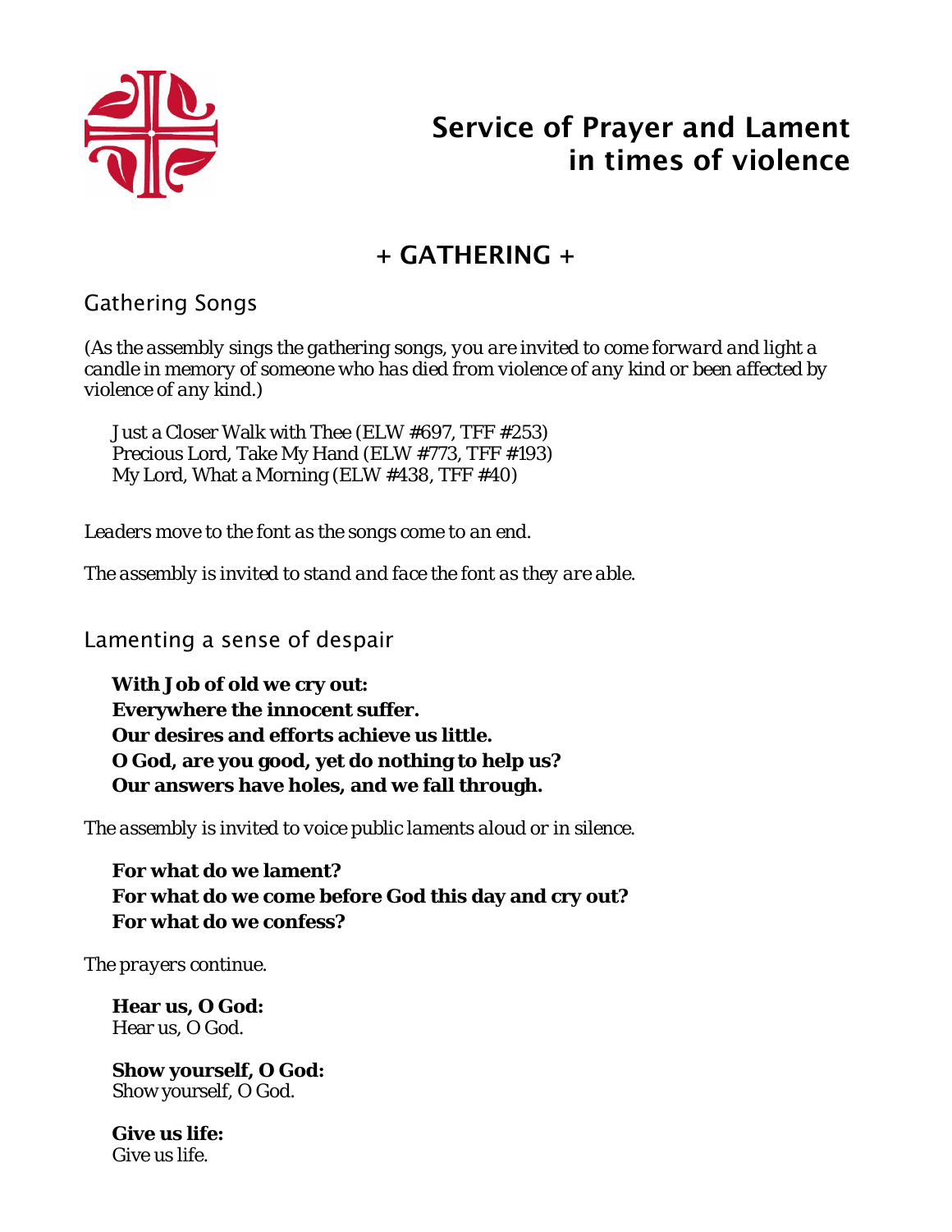# Service of Prayer and Lament in times of violence

## + GATHERING +

### Gathering Songs

*(As the assembly sings the gathering songs, you are invited to come forward and light a candle in memory of someone who has died from violence of any kind or been affected by violence of any kind.)*

Just a Closer Walk with Thee (ELW #697, TFF #253)
Precious Lord, Take My Hand (ELW #773, TFF #193)
My Lord, What a Morning (ELW #438, TFF #40)

*Leaders move to the font as the songs come to an end.*

*The assembly is invited to stand and face the font as they are able.*

### Lamenting a sense of despair

**With Job of old we cry out:**
**Everywhere the innocent suffer.**
**Our desires and efforts achieve us little.**
**O God, are you good, yet do nothing to help us?**
**Our answers have holes, and we fall through.**

*The assembly is invited to voice public laments aloud or in silence.*

**For what do we lament?**
**For what do we come before God this day and cry out?**
**For what do we confess?**

*The prayers continue.*

**Hear us, O God:**
Hear us, O God.

**Show yourself, O God:**
Show yourself, O God.

**Give us life:**
Give us life.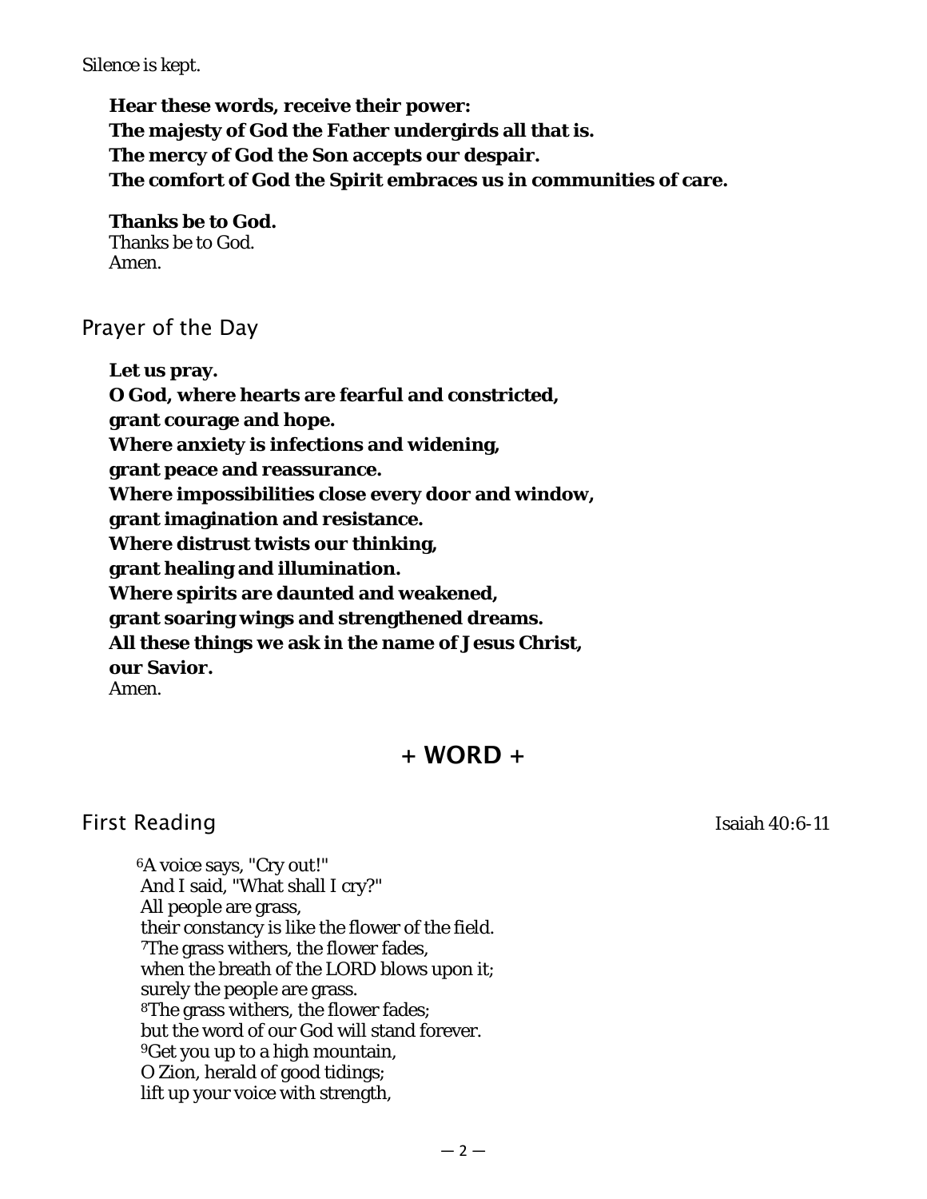*Silence is kept.*

**Hear these words, receive their power:**
**The majesty of God the Father undergirds all that is.**
**The mercy of God the Son accepts our despair.**
**The comfort of God the Spirit embraces us in communities of care.**

**Thanks be to God.**
Thanks be to God.
Amen.

## Prayer of the Day

**Let us pray.**
**O God, where hearts are fearful and constricted,**
**grant courage and hope.**
**Where anxiety is infections and widening,**
**grant peace and reassurance.**
**Where impossibilities close every door and window,**
**grant imagination and resistance.**
**Where distrust twists our thinking,**
**grant healing and illumination.**
**Where spirits are daunted and weakened,**
**grant soaring wings and strengthened dreams.**
**All these things we ask in the name of Jesus Christ,**
**our Savior.**
Amen.

# + WORD +

## First Reading

Isaiah 40:6-11

[6]A voice says, "Cry out!"
And I said, "What shall I cry?"
All people are grass,
their constancy is like the flower of the field.
[7]The grass withers, the flower fades,
when the breath of the LORD blows upon it;
surely the people are grass.
[8]The grass withers, the flower fades;
but the word of our God will stand forever.
[9]Get you up to a high mountain,
O Zion, herald of good tidings;
lift up your voice with strength,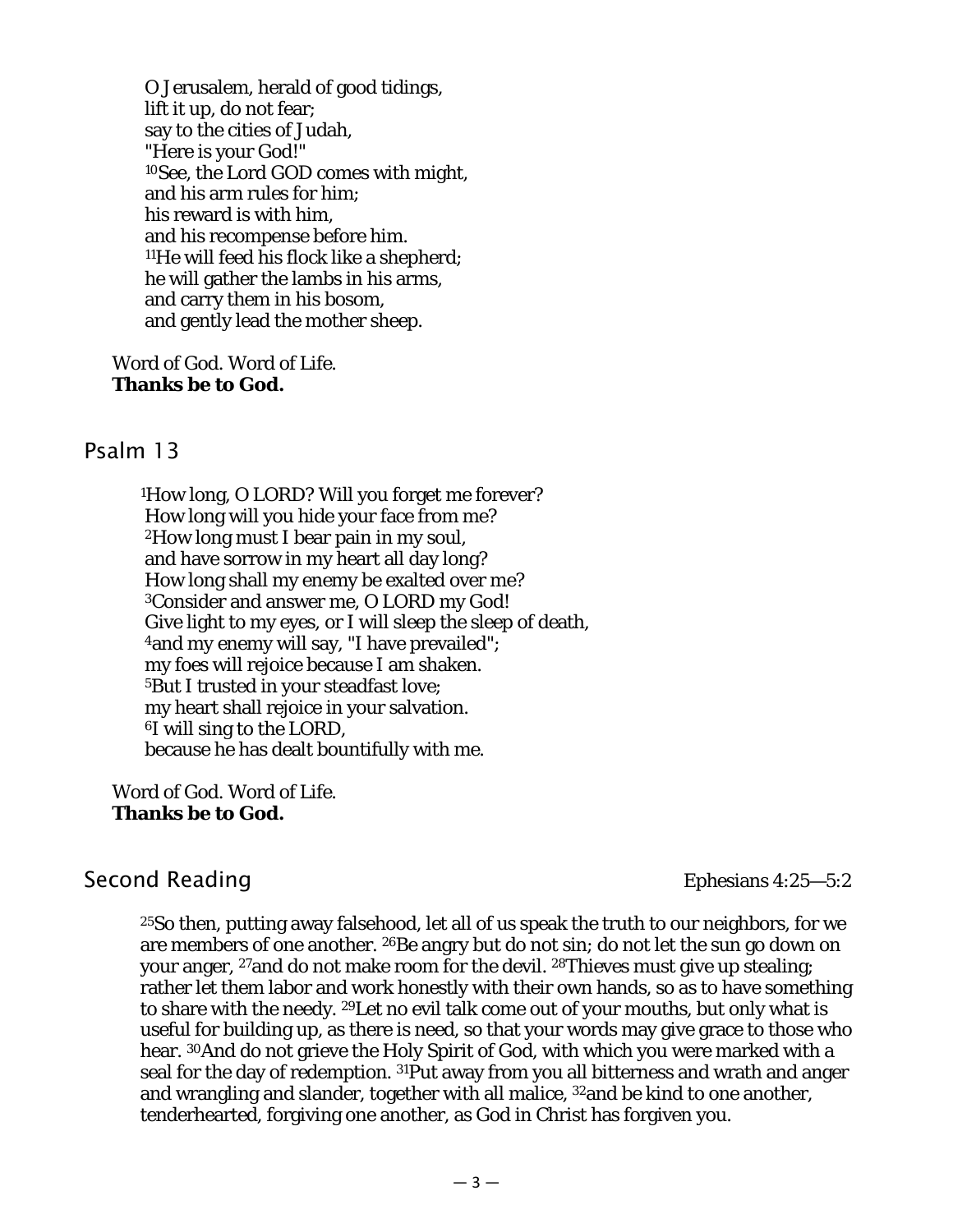O Jerusalem, herald of good tidings,
lift it up, do not fear;
say to the cities of Judah,
"Here is your God!"
[10]See, the Lord GOD comes with might,
and his arm rules for him;
his reward is with him,
and his recompense before him.
[11]He will feed his flock like a shepherd;
he will gather the lambs in his arms,
and carry them in his bosom,
and gently lead the mother sheep.

Word of God. Word of Life.
**Thanks be to God.**

## Psalm 13

[1]How long, O LORD? Will you forget me forever?
How long will you hide your face from me?
[2]How long must I bear pain in my soul,
and have sorrow in my heart all day long?
How long shall my enemy be exalted over me?
[3]Consider and answer me, O LORD my God!
Give light to my eyes, or I will sleep the sleep of death,
[4]and my enemy will say, "I have prevailed";
my foes will rejoice because I am shaken.
[5]But I trusted in your steadfast love;
my heart shall rejoice in your salvation.
[6]I will sing to the LORD,
because he has dealt bountifully with me.

Word of God. Word of Life.
**Thanks be to God.**

## Second Reading

Ephesians 4:25—5:2

[25]So then, putting away falsehood, let all of us speak the truth to our neighbors, for we are members of one another. [26]Be angry but do not sin; do not let the sun go down on your anger, [27]and do not make room for the devil. [28]Thieves must give up stealing; rather let them labor and work honestly with their own hands, so as to have something to share with the needy. [29]Let no evil talk come out of your mouths, but only what is useful for building up, as there is need, so that your words may give grace to those who hear. [30]And do not grieve the Holy Spirit of God, with which you were marked with a seal for the day of redemption. [31]Put away from you all bitterness and wrath and anger and wrangling and slander, together with all malice, [32]and be kind to one another, tenderhearted, forgiving one another, as God in Christ has forgiven you.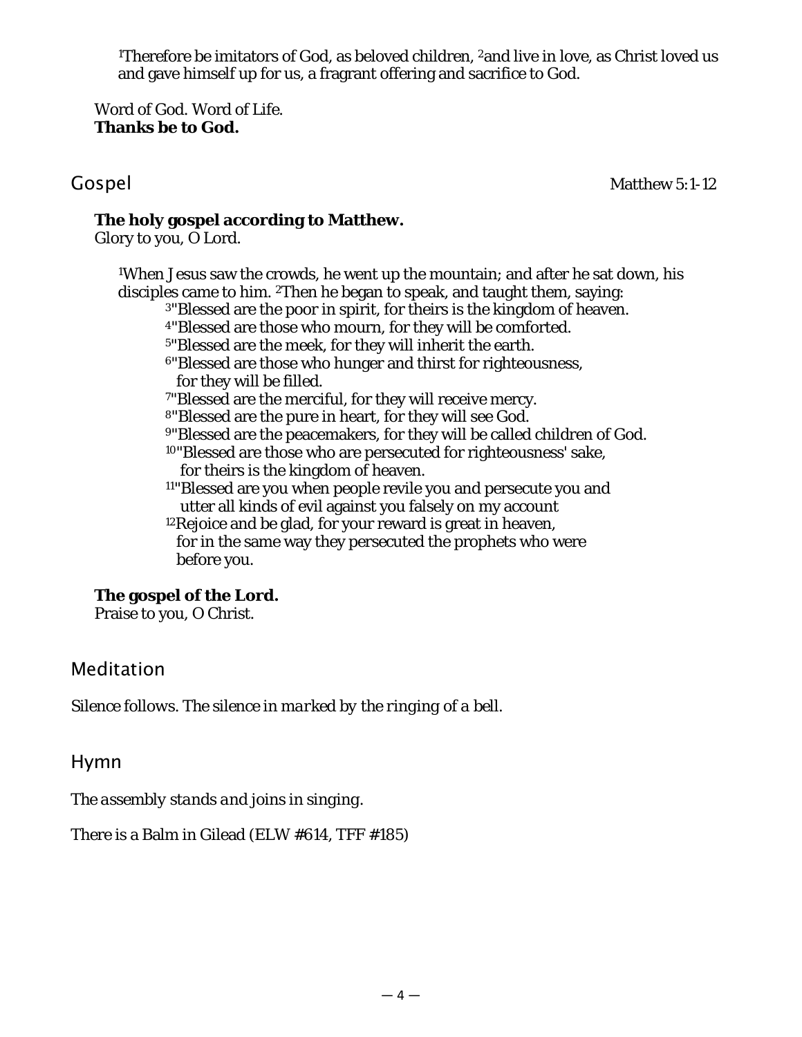[1]Therefore be imitators of God, as beloved children, [2]and live in love, as Christ loved us and gave himself up for us, a fragrant offering and sacrifice to God.

Word of God. Word of Life.
**Thanks be to God.**

## Gospel

Matthew 5:1-12

**The holy gospel according to Matthew.**
Glory to you, O Lord.

[1]When Jesus saw the crowds, he went up the mountain; and after he sat down, his disciples came to him. [2]Then he began to speak, and taught them, saying:

[3]"Blessed are the poor in spirit, for theirs is the kingdom of heaven.
[4]"Blessed are those who mourn, for they will be comforted.
[5]"Blessed are the meek, for they will inherit the earth.
[6]"Blessed are those who hunger and thirst for righteousness, for they will be filled.
[7]"Blessed are the merciful, for they will receive mercy.
[8]"Blessed are the pure in heart, for they will see God.
[9]"Blessed are the peacemakers, for they will be called children of God.
[10]"Blessed are those who are persecuted for righteousness' sake, for theirs is the kingdom of heaven.
[11]"Blessed are you when people revile you and persecute you and utter all kinds of evil against you falsely on my account
[12]Rejoice and be glad, for your reward is great in heaven, for in the same way they persecuted the prophets who were before you.

**The gospel of the Lord.**
Praise to you, O Christ.

## Meditation

*Silence follows. The silence in marked by the ringing of a bell.*

## Hymn

*The assembly stands and joins in singing.*

There is a Balm in Gilead (ELW #614, TFF #185)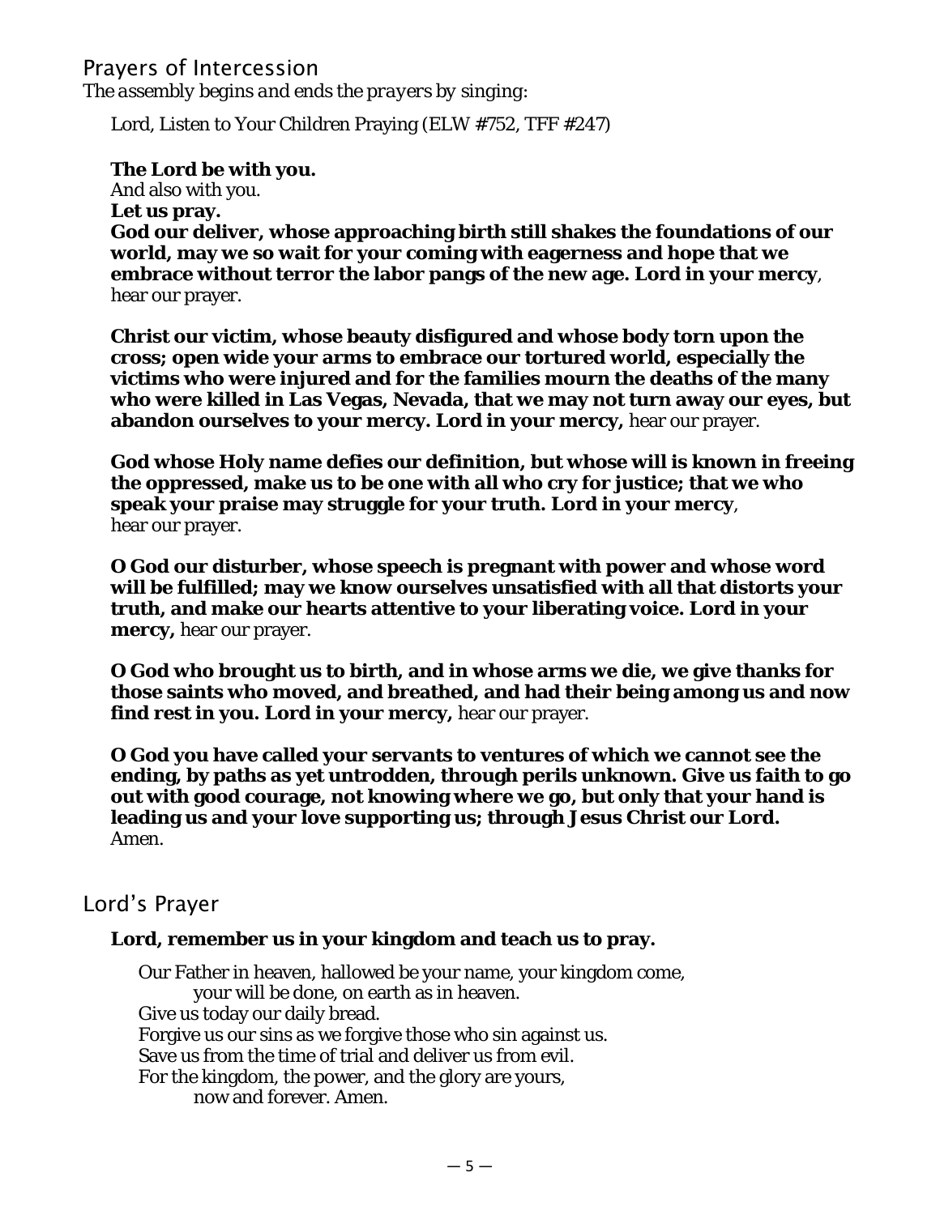## Prayers of Intercession

*The assembly begins and ends the prayers by singing:*

Lord, Listen to Your Children Praying (ELW #752, TFF #247)

**The Lord be with you.**
And also with you.
**Let us pray.**
**God our deliver, whose approaching birth still shakes the foundations of our world, may we so wait for your coming with eagerness and hope that we embrace without terror the labor pangs of the new age. Lord in your mercy**,
hear our prayer.

**Christ our victim, whose beauty disfigured and whose body torn upon the cross; open wide your arms to embrace our tortured world, especially the victims who were injured and for the families mourn the deaths of the many who were killed in Las Vegas, Nevada, that we may not turn away our eyes, but abandon ourselves to your mercy. Lord in your mercy,** hear our prayer.

**God whose Holy name defies our definition, but whose will is known in freeing the oppressed, make us to be one with all who cry for justice; that we who speak your praise may struggle for your truth. Lord in your mercy**,
hear our prayer.

**O God our disturber, whose speech is pregnant with power and whose word will be fulfilled; may we know ourselves unsatisfied with all that distorts your truth, and make our hearts attentive to your liberating voice. Lord in your mercy,** hear our prayer.

**O God who brought us to birth, and in whose arms we die, we give thanks for those saints who moved, and breathed, and had their being among us and now find rest in you. Lord in your mercy,** hear our prayer.

**O God you have called your servants to ventures of which we cannot see the ending, by paths as yet untrodden, through perils unknown. Give us faith to go out with good courage, not knowing where we go, but only that your hand is leading us and your love supporting us; through Jesus Christ our Lord.**
Amen.

## Lord's Prayer

**Lord, remember us in your kingdom and teach us to pray.**

Our Father in heaven, hallowed be your name, your kingdom come,
your will be done, on earth as in heaven.
Give us today our daily bread.
Forgive us our sins as we forgive those who sin against us.
Save us from the time of trial and deliver us from evil.
For the kingdom, the power, and the glory are yours,
now and forever. Amen.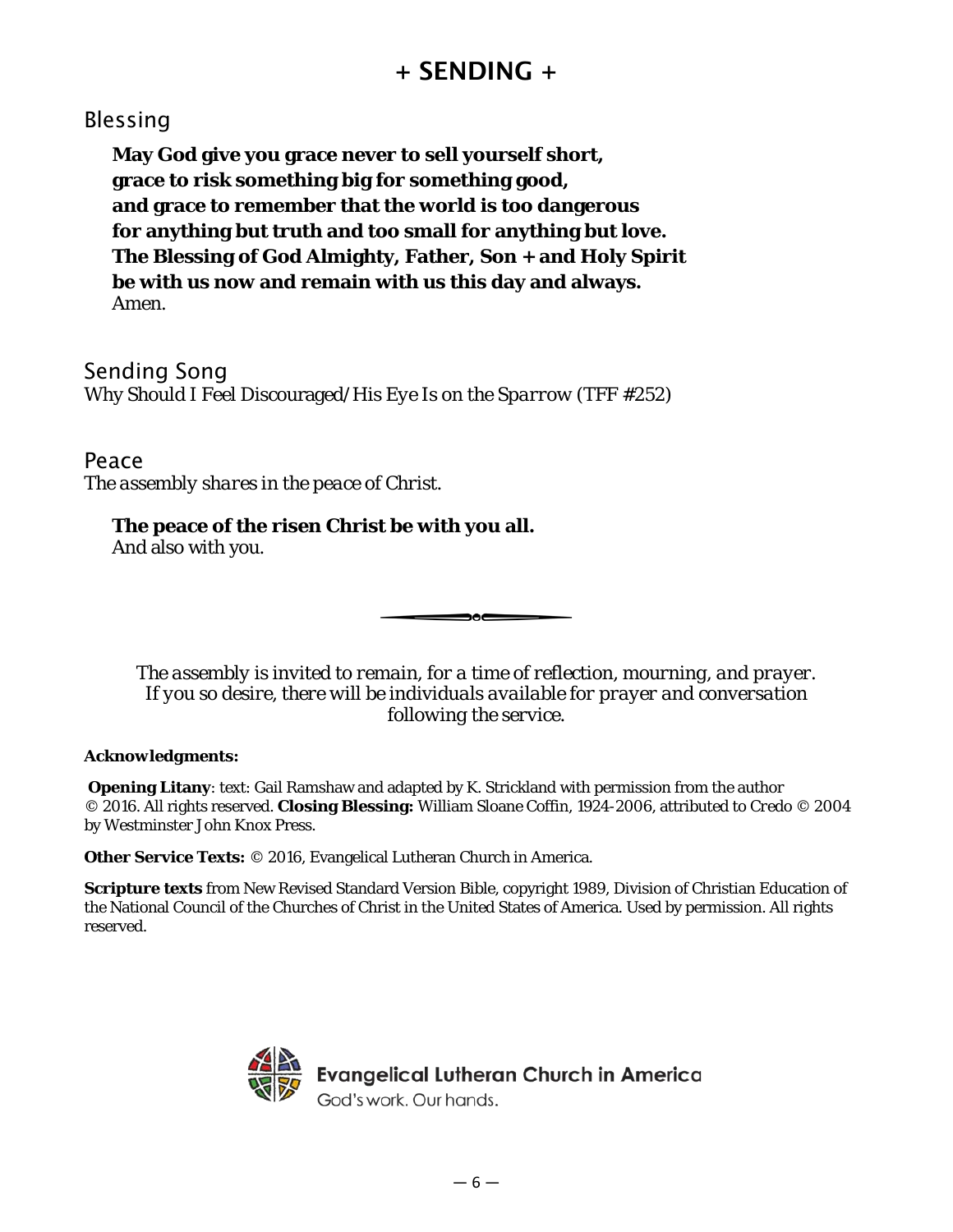# + SENDING +

## Blessing

**May God give you grace never to sell yourself short,**
**grace to risk something big for something good,**
**and grace to remember that the world is too dangerous**
**for anything but truth and too small for anything but love.**
**The Blessing of God Almighty, Father, Son + and Holy Spirit**
**be with us now and remain with us this day and always.**
Amen.

## Sending Song

*Why Should I Feel Discouraged/His Eye Is on the Sparrow* (TFF #252)

## Peace

*The assembly shares in the peace of Christ.*

**The peace of the risen Christ be with you all.**
And also with you.

*The assembly is invited to remain, for a time of reflection, mourning, and prayer. If you so desire, there will be individuals available for prayer and conversation following the service.*

**Acknowledgments:**

**Opening Litany**: text: Gail Ramshaw and adapted by K. Strickland with permission from the author © 2016. All rights reserved. **Closing Blessing:** William Sloane Coffin, 1924-2006, attributed to *Credo* © 2004 by Westminster John Knox Press.

**Other Service Texts:** © 2016, Evangelical Lutheran Church in America.

**Scripture texts** from New Revised Standard Version Bible, copyright 1989, Division of Christian Education of the National Council of the Churches of Christ in the United States of America. Used by permission. All rights reserved.

Evangelical Lutheran Church in America
God's work. Our hands.